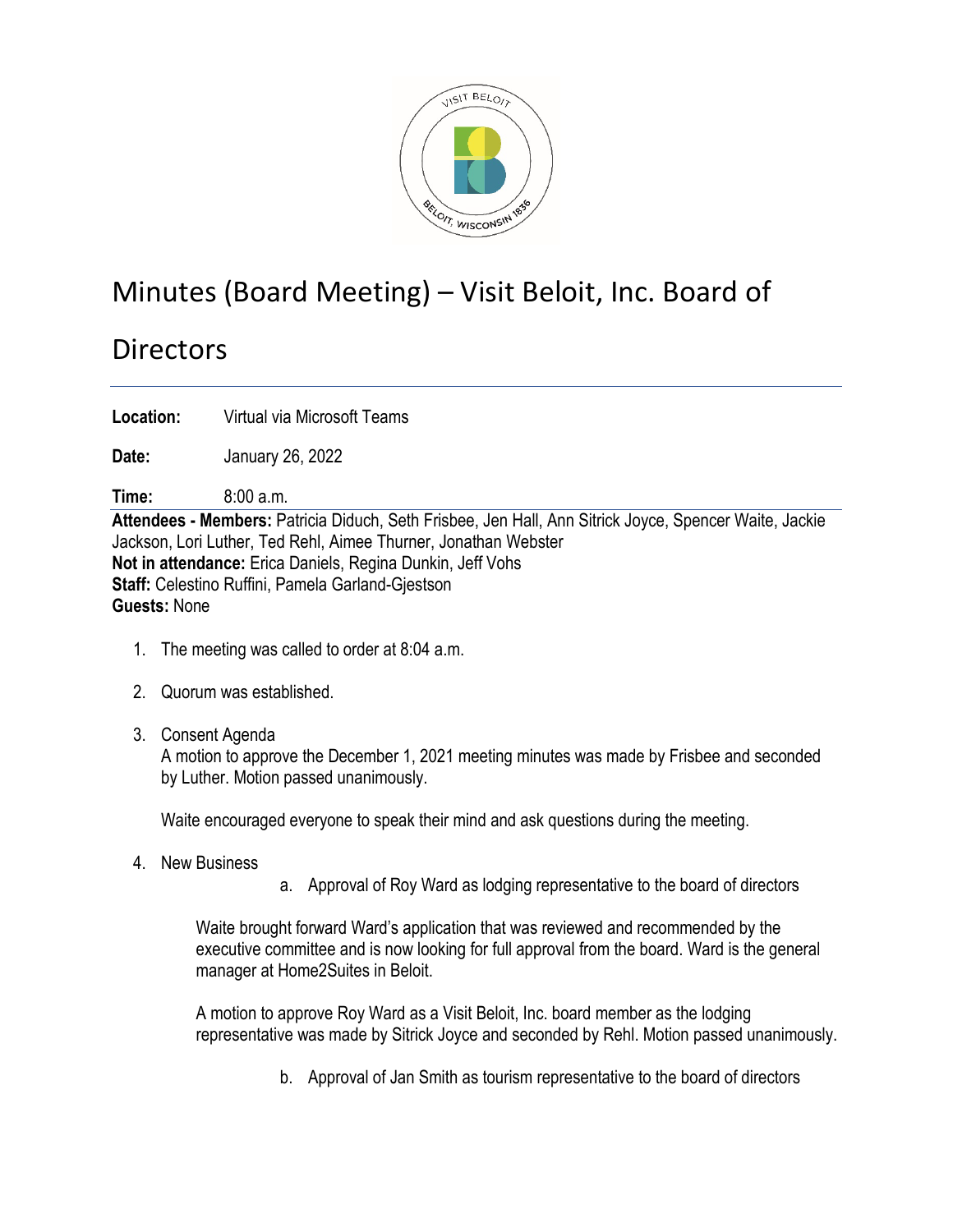# Minutes (Board Meeting) – Visit Beloit, Inc. Board of Directors

**Location:** Virtual via Microsoft Teams

**Date:** January 26, 2022

**Time:** 8:00 a.m.

**Attendees - Members:** Patricia Diduch, Seth Frisbee, Jen Hall, Ann Sitrick Joyce, Spencer Waite, Jackie Jackson, Lori Luther, Ted Rehl, Aimee Thurner, Jonathan Webster
**Not in attendance:** Erica Daniels, Regina Dunkin, Jeff Vohs
**Staff:** Celestino Ruffini, Pamela Garland-Gjestson
**Guests:** None

1. The meeting was called to order at 8:04 a.m.

2. Quorum was established.

3. Consent Agenda
   A motion to approve the December 1, 2021 meeting minutes was made by Frisbee and seconded by Luther. Motion passed unanimously.

   Waite encouraged everyone to speak their mind and ask questions during the meeting.

4. New Business
   a. Approval of Roy Ward as lodging representative to the board of directors

      Waite brought forward Ward's application that was reviewed and recommended by the executive committee and is now looking for full approval from the board. Ward is the general manager at Home2Suites in Beloit.

      A motion to approve Roy Ward as a Visit Beloit, Inc. board member as the lodging representative was made by Sitrick Joyce and seconded by Rehl. Motion passed unanimously.

   b. Approval of Jan Smith as tourism representative to the board of directors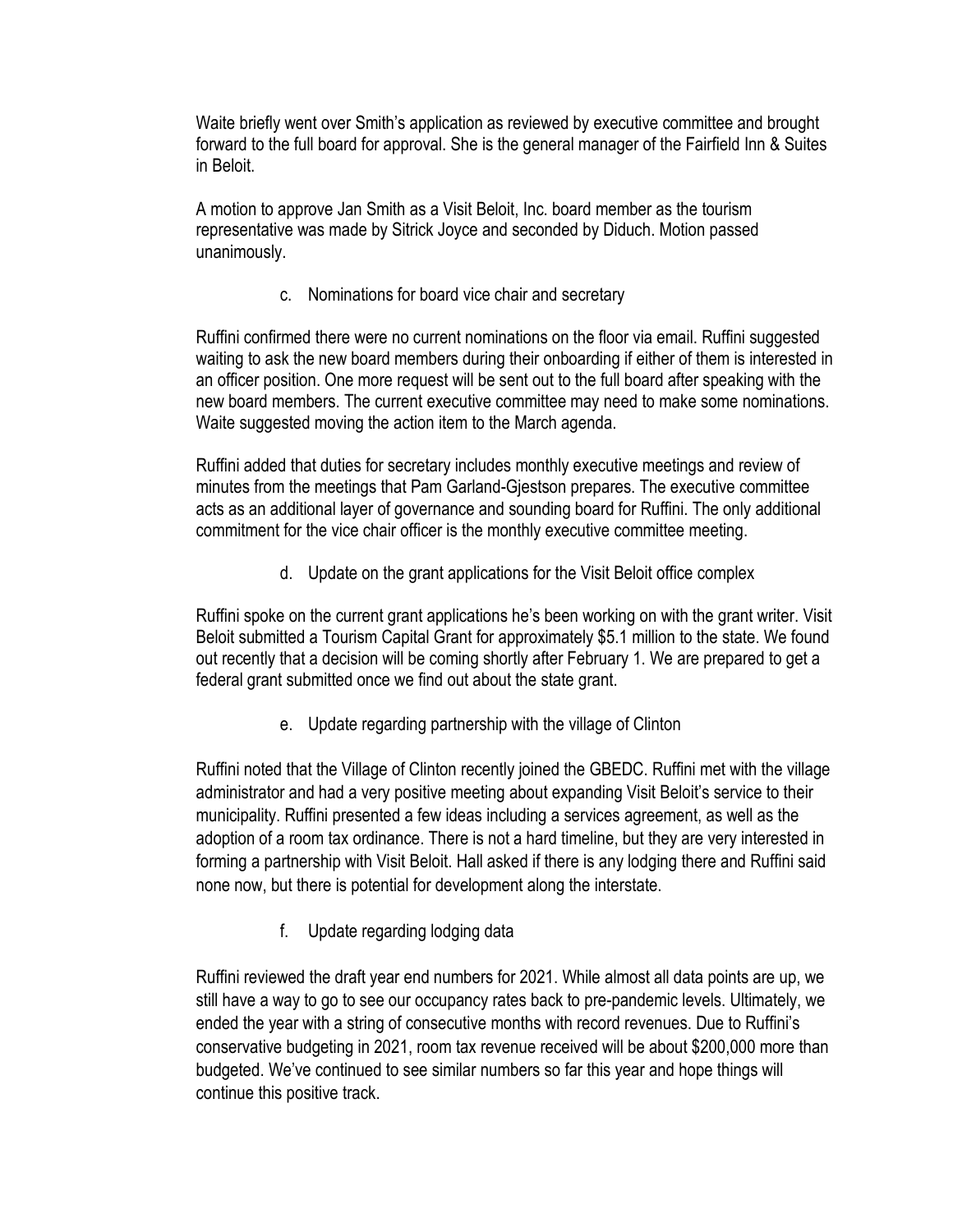Waite briefly went over Smith's application as reviewed by executive committee and brought forward to the full board for approval. She is the general manager of the Fairfield Inn & Suites in Beloit.

A motion to approve Jan Smith as a Visit Beloit, Inc. board member as the tourism representative was made by Sitrick Joyce and seconded by Diduch. Motion passed unanimously.

c. Nominations for board vice chair and secretary

Ruffini confirmed there were no current nominations on the floor via email. Ruffini suggested waiting to ask the new board members during their onboarding if either of them is interested in an officer position. One more request will be sent out to the full board after speaking with the new board members. The current executive committee may need to make some nominations. Waite suggested moving the action item to the March agenda.

Ruffini added that duties for secretary includes monthly executive meetings and review of minutes from the meetings that Pam Garland-Gjestson prepares. The executive committee acts as an additional layer of governance and sounding board for Ruffini. The only additional commitment for the vice chair officer is the monthly executive committee meeting.

d. Update on the grant applications for the Visit Beloit office complex

Ruffini spoke on the current grant applications he's been working on with the grant writer. Visit Beloit submitted a Tourism Capital Grant for approximately $5.1 million to the state. We found out recently that a decision will be coming shortly after February 1. We are prepared to get a federal grant submitted once we find out about the state grant.

e. Update regarding partnership with the village of Clinton

Ruffini noted that the Village of Clinton recently joined the GBEDC. Ruffini met with the village administrator and had a very positive meeting about expanding Visit Beloit's service to their municipality. Ruffini presented a few ideas including a services agreement, as well as the adoption of a room tax ordinance. There is not a hard timeline, but they are very interested in forming a partnership with Visit Beloit. Hall asked if there is any lodging there and Ruffini said none now, but there is potential for development along the interstate.

f. Update regarding lodging data

Ruffini reviewed the draft year end numbers for 2021. While almost all data points are up, we still have a way to go to see our occupancy rates back to pre-pandemic levels. Ultimately, we ended the year with a string of consecutive months with record revenues. Due to Ruffini's conservative budgeting in 2021, room tax revenue received will be about $200,000 more than budgeted. We've continued to see similar numbers so far this year and hope things will continue this positive track.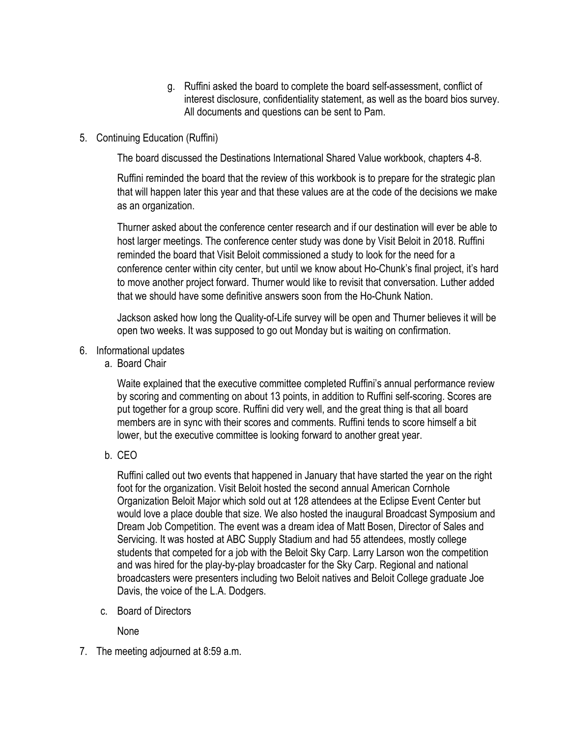g. Ruffini asked the board to complete the board self-assessment, conflict of interest disclosure, confidentiality statement, as well as the board bios survey. All documents and questions can be sent to Pam.

5. Continuing Education (Ruffini)

   The board discussed the Destinations International Shared Value workbook, chapters 4-8.

   Ruffini reminded the board that the review of this workbook is to prepare for the strategic plan that will happen later this year and that these values are at the code of the decisions we make as an organization.

   Thurner asked about the conference center research and if our destination will ever be able to host larger meetings. The conference center study was done by Visit Beloit in 2018. Ruffini reminded the board that Visit Beloit commissioned a study to look for the need for a conference center within city center, but until we know about Ho-Chunk's final project, it's hard to move another project forward. Thurner would like to revisit that conversation. Luther added that we should have some definitive answers soon from the Ho-Chunk Nation.

   Jackson asked how long the Quality-of-Life survey will be open and Thurner believes it will be open two weeks. It was supposed to go out Monday but is waiting on confirmation.

6. Informational updates

   a. Board Chair

      Waite explained that the executive committee completed Ruffini's annual performance review by scoring and commenting on about 13 points, in addition to Ruffini self-scoring. Scores are put together for a group score. Ruffini did very well, and the great thing is that all board members are in sync with their scores and comments. Ruffini tends to score himself a bit lower, but the executive committee is looking forward to another great year.

   b. CEO

      Ruffini called out two events that happened in January that have started the year on the right foot for the organization. Visit Beloit hosted the second annual American Cornhole Organization Beloit Major which sold out at 128 attendees at the Eclipse Event Center but would love a place double that size. We also hosted the inaugural Broadcast Symposium and Dream Job Competition. The event was a dream idea of Matt Bosen, Director of Sales and Servicing. It was hosted at ABC Supply Stadium and had 55 attendees, mostly college students that competed for a job with the Beloit Sky Carp. Larry Larson won the competition and was hired for the play-by-play broadcaster for the Sky Carp. Regional and national broadcasters were presenters including two Beloit natives and Beloit College graduate Joe Davis, the voice of the L.A. Dodgers.

   c. Board of Directors

      None

7. The meeting adjourned at 8:59 a.m.